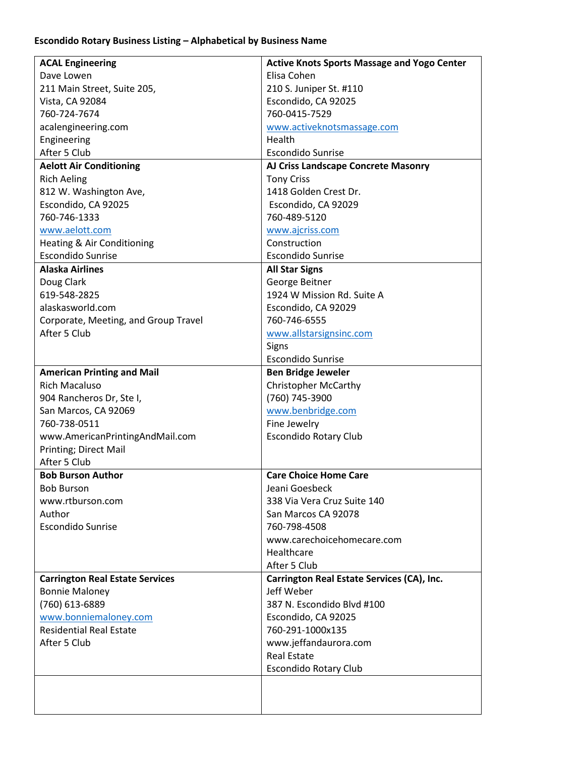**Escondido Rotary Business Listing – Alphabetical by Business Name**

| | |
|---|---|
| **ACAL Engineering**<br>Dave Lowen<br>211 Main Street, Suite 205,<br>Vista, CA 92084<br>760-724-7674<br>acalengineering.com<br>Engineering<br>After 5 Club | **Active Knots Sports Massage and Yogo Center**<br>Elisa Cohen<br>210 S. Juniper St. #110<br>Escondido, CA 92025<br>760-0415-7529<br>www.activeknotsmassage.com<br>Health<br>Escondido Sunrise |
| **Aelott Air Conditioning**<br>Rich Aeling<br>812 W. Washington Ave,<br>Escondido, CA 92025<br>760-746-1333<br>www.aelott.com<br>Heating & Air Conditioning<br>Escondido Sunrise | **AJ Criss Landscape Concrete Masonry**<br>Tony Criss<br>1418 Golden Crest Dr.<br>Escondido, CA 92029<br>760-489-5120<br>www.ajcriss.com<br>Construction<br>Escondido Sunrise |
| **Alaska Airlines**<br>Doug Clark<br>619-548-2825<br>alaskasworld.com<br>Corporate, Meeting, and Group Travel<br>After 5 Club | **All Star Signs**<br>George Beitner<br>1924 W Mission Rd. Suite A<br>Escondido, CA 92029<br>760-746-6555<br>www.allstarsignsinc.com<br>Signs<br>Escondido Sunrise |
| **American Printing and Mail**<br>Rich Macaluso<br>904 Rancheros Dr, Ste I,<br>San Marcos, CA 92069<br>760-738-0511<br>www.AmericanPrintingAndMail.com<br>Printing; Direct Mail<br>After 5 Club | **Ben Bridge Jeweler**<br>Christopher McCarthy<br>(760) 745-3900<br>www.benbridge.com<br>Fine Jewelry<br>Escondido Rotary Club |
| **Bob Burson Author**<br>Bob Burson<br>www.rtburson.com<br>Author<br>Escondido Sunrise | **Care Choice Home Care**<br>Jeani Goesbeck<br>338 Via Vera Cruz Suite 140<br>San Marcos CA 92078<br>760-798-4508<br>www.carechoicehomecare.com<br>Healthcare<br>After 5 Club |
| **Carrington Real Estate Services**<br>Bonnie Maloney<br>(760) 613-6889<br>www.bonniemaloney.com<br>Residential Real Estate<br>After 5 Club | **Carrington Real Estate Services (CA), Inc.**<br>Jeff Weber<br>387 N. Escondido Blvd #100<br>Escondido, CA 92025<br>760-291-1000x135<br>www.jeffandaurora.com<br>Real Estate<br>Escondido Rotary Club |
| | |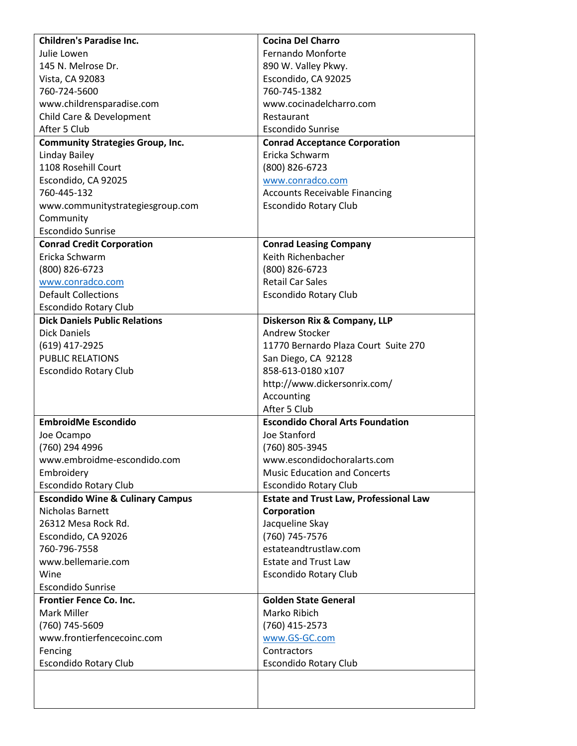| | |
|---|---|
| **Children's Paradise Inc.**<br>Julie Lowen<br>145 N. Melrose Dr.<br>Vista, CA 92083<br>760-724-5600<br>www.childrensparadise.com<br>Child Care & Development<br>After 5 Club | **Cocina Del Charro**<br>Fernando Monforte<br>890 W. Valley Pkwy.<br>Escondido, CA 92025<br>760-745-1382<br>www.cocinadelcharro.com<br>Restaurant<br>Escondido Sunrise |
| **Community Strategies Group, Inc.**<br>Linday Bailey<br>1108 Rosehill Court<br>Escondido, CA 92025<br>760-445-132<br>www.communitystrategiesgroup.com<br>Community<br>Escondido Sunrise | **Conrad Acceptance Corporation**<br>Ericka Schwarm<br>(800) 826-6723<br>www.conradco.com<br>Accounts Receivable Financing<br>Escondido Rotary Club |
| **Conrad Credit Corporation**<br>Ericka Schwarm<br>(800) 826-6723<br>www.conradco.com<br>Default Collections<br>Escondido Rotary Club | **Conrad Leasing Company**<br>Keith Richenbacher<br>(800) 826-6723<br>Retail Car Sales<br>Escondido Rotary Club |
| **Dick Daniels Public Relations**<br>Dick Daniels<br>(619) 417-2925<br>PUBLIC RELATIONS<br>Escondido Rotary Club | **Diskerson Rix & Company, LLP**<br>Andrew Stocker<br>11770 Bernardo Plaza Court Suite 270<br>San Diego, CA 92128<br>858-613-0180 x107<br>http://www.dickersonrix.com/<br>Accounting<br>After 5 Club |
| **EmbroidMe Escondido**<br>Joe Ocampo<br>(760) 294 4996<br>www.embroidme-escondido.com<br>Embroidery<br>Escondido Rotary Club | **Escondido Choral Arts Foundation**<br>Joe Stanford<br>(760) 805-3945<br>www.escondidochoralarts.com<br>Music Education and Concerts<br>Escondido Rotary Club |
| **Escondido Wine & Culinary Campus**<br>Nicholas Barnett<br>26312 Mesa Rock Rd.<br>Escondido, CA 92026<br>760-796-7558<br>www.bellemarie.com<br>Wine<br>Escondido Sunrise | **Estate and Trust Law, Professional Law Corporation**<br>Jacqueline Skay<br>(760) 745-7576<br>estateandtrustlaw.com<br>Estate and Trust Law<br>Escondido Rotary Club |
| **Frontier Fence Co. Inc.**<br>Mark Miller<br>(760) 745-5609<br>www.frontierfencecoinc.com<br>Fencing<br>Escondido Rotary Club | **Golden State General**<br>Marko Ribich<br>(760) 415-2573<br>www.GS-GC.com<br>Contractors<br>Escondido Rotary Club |
| | |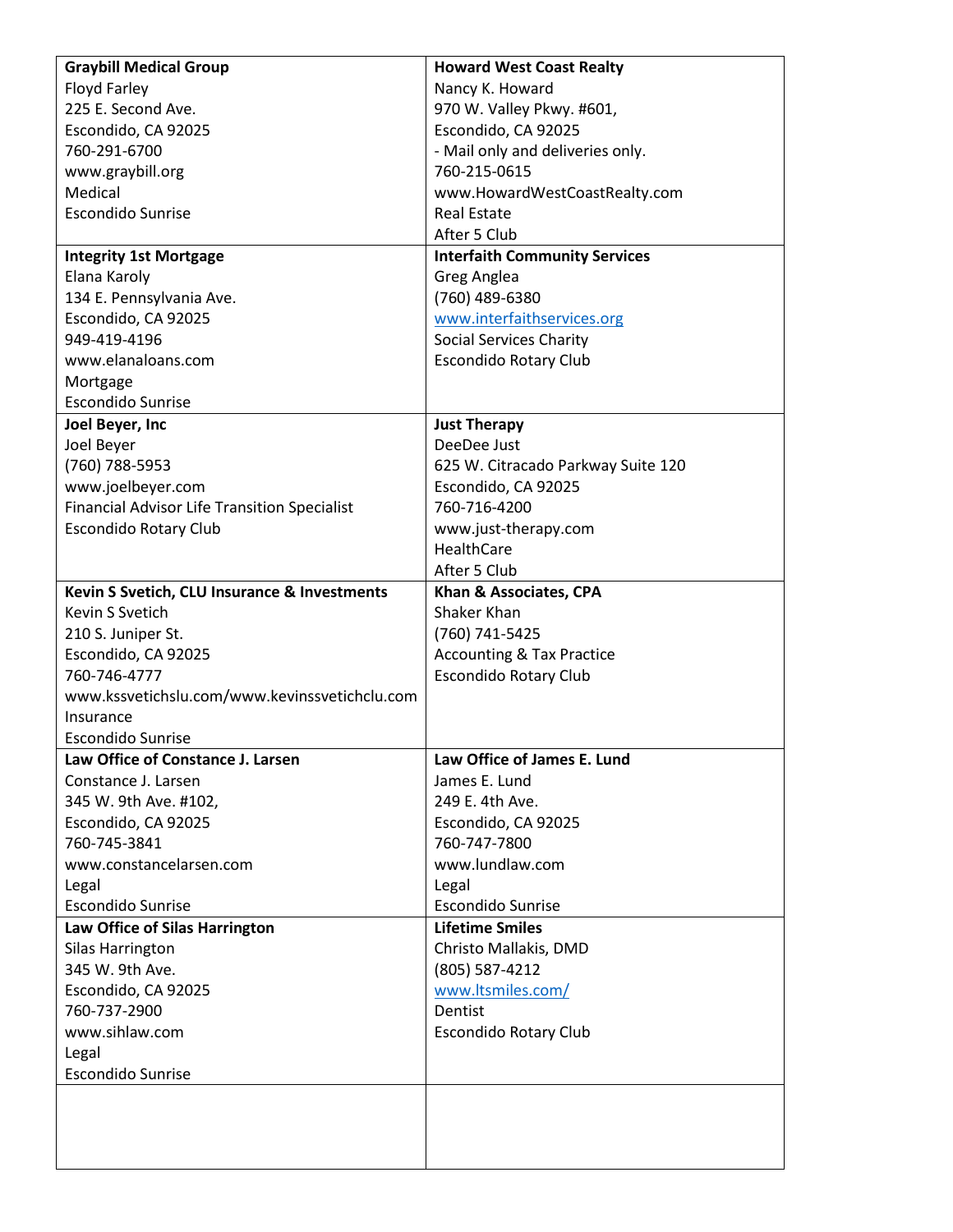| **Graybill Medical Group**<br>Floyd Farley<br>225 E. Second Ave.<br>Escondido, CA 92025<br>760-291-6700<br>www.graybill.org<br>Medical<br>Escondido Sunrise | **Howard West Coast Realty**<br>Nancy K. Howard<br>970 W. Valley Pkwy. #601,<br>Escondido, CA 92025<br>- Mail only and deliveries only.<br>760-215-0615<br>www.HowardWestCoastRealty.com<br>Real Estate<br>After 5 Club |
|---|---|
| **Integrity 1st Mortgage**<br>Elana Karoly<br>134 E. Pennsylvania Ave.<br>Escondido, CA 92025<br>949-419-4196<br>www.elanaloans.com<br>Mortgage<br>Escondido Sunrise | **Interfaith Community Services**<br>Greg Anglea<br>(760) 489-6380<br>www.interfaithservices.org<br>Social Services Charity<br>Escondido Rotary Club |
| **Joel Beyer, Inc**<br>Joel Beyer<br>(760) 788-5953<br>www.joelbeyer.com<br>Financial Advisor Life Transition Specialist<br>Escondido Rotary Club | **Just Therapy**<br>DeeDee Just<br>625 W. Citracado Parkway Suite 120<br>Escondido, CA 92025<br>760-716-4200<br>www.just-therapy.com<br>HealthCare<br>After 5 Club |
| **Kevin S Svetich, CLU Insurance & Investments**<br>Kevin S Svetich<br>210 S. Juniper St.<br>Escondido, CA 92025<br>760-746-4777<br>www.kssvetichslu.com/www.kevinssvetichclu.com<br>Insurance<br>Escondido Sunrise | **Khan & Associates, CPA**<br>Shaker Khan<br>(760) 741-5425<br>Accounting & Tax Practice<br>Escondido Rotary Club |
| **Law Office of Constance J. Larsen**<br>Constance J. Larsen<br>345 W. 9th Ave. #102,<br>Escondido, CA 92025<br>760-745-3841<br>www.constancelarsen.com<br>Legal<br>Escondido Sunrise | **Law Office of James E. Lund**<br>James E. Lund<br>249 E. 4th Ave.<br>Escondido, CA 92025<br>760-747-7800<br>www.lundlaw.com<br>Legal<br>Escondido Sunrise |
| **Law Office of Silas Harrington**<br>Silas Harrington<br>345 W. 9th Ave.<br>Escondido, CA 92025<br>760-737-2900<br>www.sihlaw.com<br>Legal<br>Escondido Sunrise | **Lifetime Smiles**<br>Christo Mallakis, DMD<br>(805) 587-4212<br>www.ltsmiles.com/<br>Dentist<br>Escondido Rotary Club |
| | |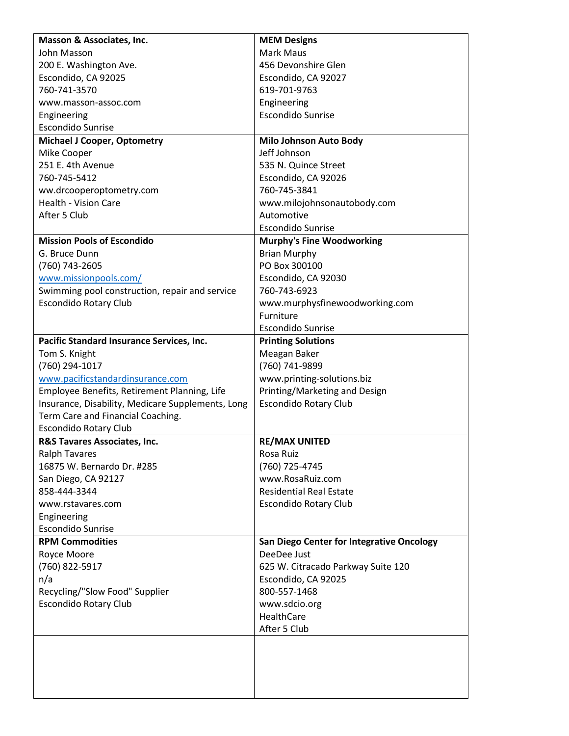| **Masson & Associates, Inc.**<br>John Masson<br>200 E. Washington Ave.<br>Escondido, CA 92025<br>760-741-3570<br>www.masson-assoc.com<br>Engineering<br>Escondido Sunrise | **MEM Designs**<br>Mark Maus<br>456 Devonshire Glen<br>Escondido, CA 92027<br>619-701-9763<br>Engineering<br>Escondido Sunrise |
|---|---|
| **Michael J Cooper, Optometry**<br>Mike Cooper<br>251 E. 4th Avenue<br>760-745-5412<br>ww.drcooperoptometry.com<br>Health - Vision Care<br>After 5 Club | **Milo Johnson Auto Body**<br>Jeff Johnson<br>535 N. Quince Street<br>Escondido, CA 92026<br>760-745-3841<br>www.milojohnsonautobody.com<br>Automotive<br>Escondido Sunrise |
| **Mission Pools of Escondido**<br>G. Bruce Dunn<br>(760) 743-2605<br>www.missionpools.com/<br>Swimming pool construction, repair and service<br>Escondido Rotary Club | **Murphy's Fine Woodworking**<br>Brian Murphy<br>PO Box 300100<br>Escondido, CA 92030<br>760-743-6923<br>www.murphysfinewoodworking.com<br>Furniture<br>Escondido Sunrise |
| **Pacific Standard Insurance Services, Inc.**<br>Tom S. Knight<br>(760) 294-1017<br>www.pacificstandardinsurance.com<br>Employee Benefits, Retirement Planning, Life Insurance, Disability, Medicare Supplements, Long Term Care and Financial Coaching.<br>Escondido Rotary Club | **Printing Solutions**<br>Meagan Baker<br>(760) 741-9899<br>www.printing-solutions.biz<br>Printing/Marketing and Design<br>Escondido Rotary Club |
| **R&S Tavares Associates, Inc.**<br>Ralph Tavares<br>16875 W. Bernardo Dr. #285<br>San Diego, CA 92127<br>858-444-3344<br>www.rstavares.com<br>Engineering<br>Escondido Sunrise | **RE/MAX UNITED**<br>Rosa Ruiz<br>(760) 725-4745<br>www.RosaRuiz.com<br>Residential Real Estate<br>Escondido Rotary Club |
| **RPM Commodities**<br>Royce Moore<br>(760) 822-5917<br>n/a<br>Recycling/"Slow Food" Supplier<br>Escondido Rotary Club | **San Diego Center for Integrative Oncology**<br>DeeDee Just<br>625 W. Citracado Parkway Suite 120<br>Escondido, CA 92025<br>800-557-1468<br>www.sdcio.org<br>HealthCare<br>After 5 Club |
| | |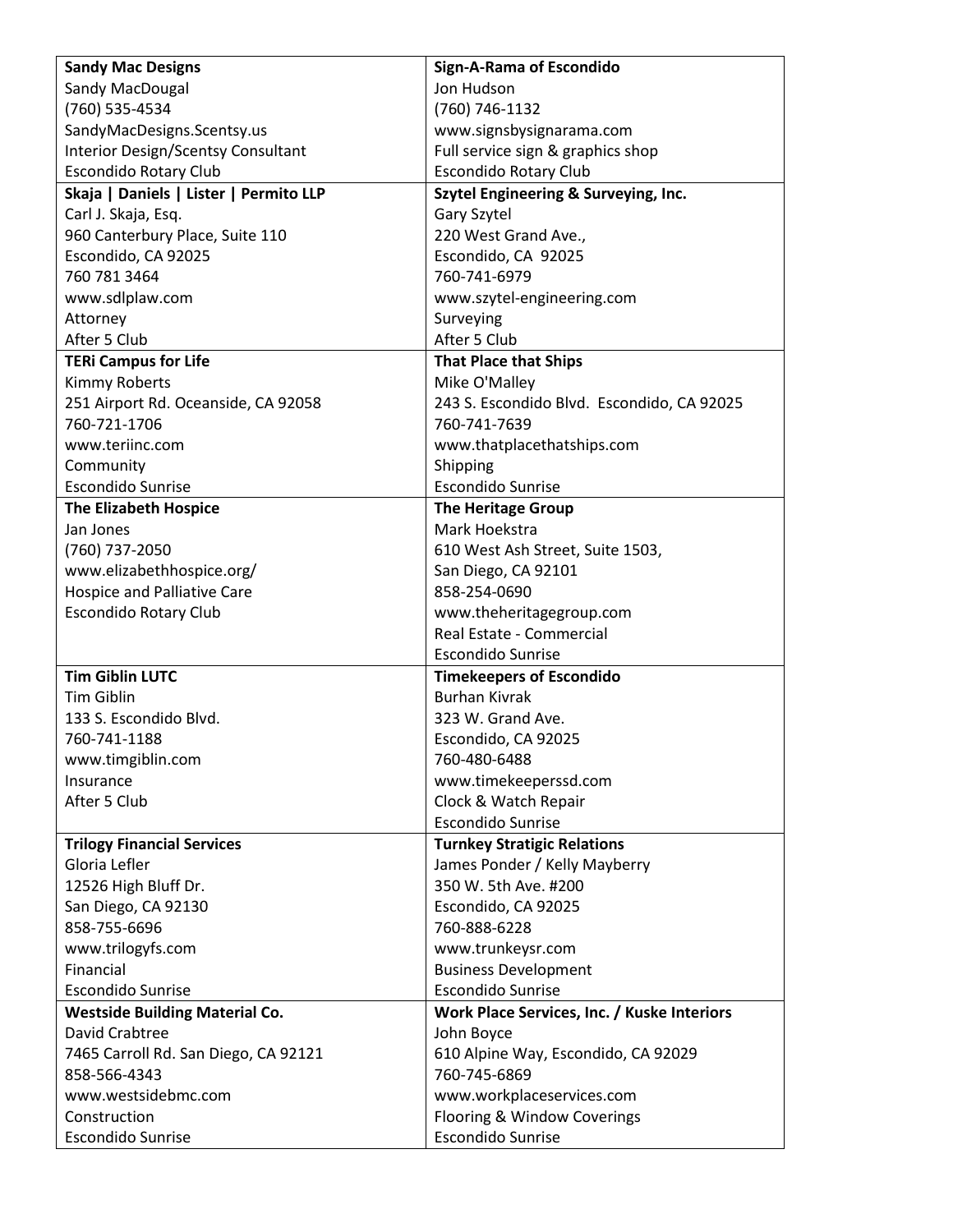| | |
|---|---|
| **Sandy Mac Designs**<br>Sandy MacDougal<br>(760) 535-4534<br>SandyMacDesigns.Scentsy.us<br>Interior Design/Scentsy Consultant<br>Escondido Rotary Club | **Sign-A-Rama of Escondido**<br>Jon Hudson<br>(760) 746-1132<br>www.signsbysignarama.com<br>Full service sign & graphics shop<br>Escondido Rotary Club |
| **Skaja \| Daniels \| Lister \| Permito LLP**<br>Carl J. Skaja, Esq.<br>960 Canterbury Place, Suite 110<br>Escondido, CA 92025<br>760 781 3464<br>www.sdlplaw.com<br>Attorney<br>After 5 Club | **Szytel Engineering & Surveying, Inc.**<br>Gary Szytel<br>220 West Grand Ave.,<br>Escondido, CA 92025<br>760-741-6979<br>www.szytel-engineering.com<br>Surveying<br>After 5 Club |
| **TERi Campus for Life**<br>Kimmy Roberts<br>251 Airport Rd. Oceanside, CA 92058<br>760-721-1706<br>www.teriinc.com<br>Community<br>Escondido Sunrise | **That Place that Ships**<br>Mike O'Malley<br>243 S. Escondido Blvd. Escondido, CA 92025<br>760-741-7639<br>www.thatplacethatships.com<br>Shipping<br>Escondido Sunrise |
| **The Elizabeth Hospice**<br>Jan Jones<br>(760) 737-2050<br>www.elizabethhospice.org/<br>Hospice and Palliative Care<br>Escondido Rotary Club | **The Heritage Group**<br>Mark Hoekstra<br>610 West Ash Street, Suite 1503,<br>San Diego, CA 92101<br>858-254-0690<br>www.theheritagegroup.com<br>Real Estate - Commercial<br>Escondido Sunrise |
| **Tim Giblin LUTC**<br>Tim Giblin<br>133 S. Escondido Blvd.<br>760-741-1188<br>www.timgiblin.com<br>Insurance<br>After 5 Club | **Timekeepers of Escondido**<br>Burhan Kivrak<br>323 W. Grand Ave.<br>Escondido, CA 92025<br>760-480-6488<br>www.timekeeperssd.com<br>Clock & Watch Repair<br>Escondido Sunrise |
| **Trilogy Financial Services**<br>Gloria Lefler<br>12526 High Bluff Dr.<br>San Diego, CA 92130<br>858-755-6696<br>www.trilogyfs.com<br>Financial<br>Escondido Sunrise | **Turnkey Stratigic Relations**<br>James Ponder / Kelly Mayberry<br>350 W. 5th Ave. #200<br>Escondido, CA 92025<br>760-888-6228<br>www.trunkeysr.com<br>Business Development<br>Escondido Sunrise |
| **Westside Building Material Co.**<br>David Crabtree<br>7465 Carroll Rd. San Diego, CA 92121<br>858-566-4343<br>www.westsidebmc.com<br>Construction<br>Escondido Sunrise | **Work Place Services, Inc. / Kuske Interiors**<br>John Boyce<br>610 Alpine Way, Escondido, CA 92029<br>760-745-6869<br>www.workplaceservices.com<br>Flooring & Window Coverings<br>Escondido Sunrise |